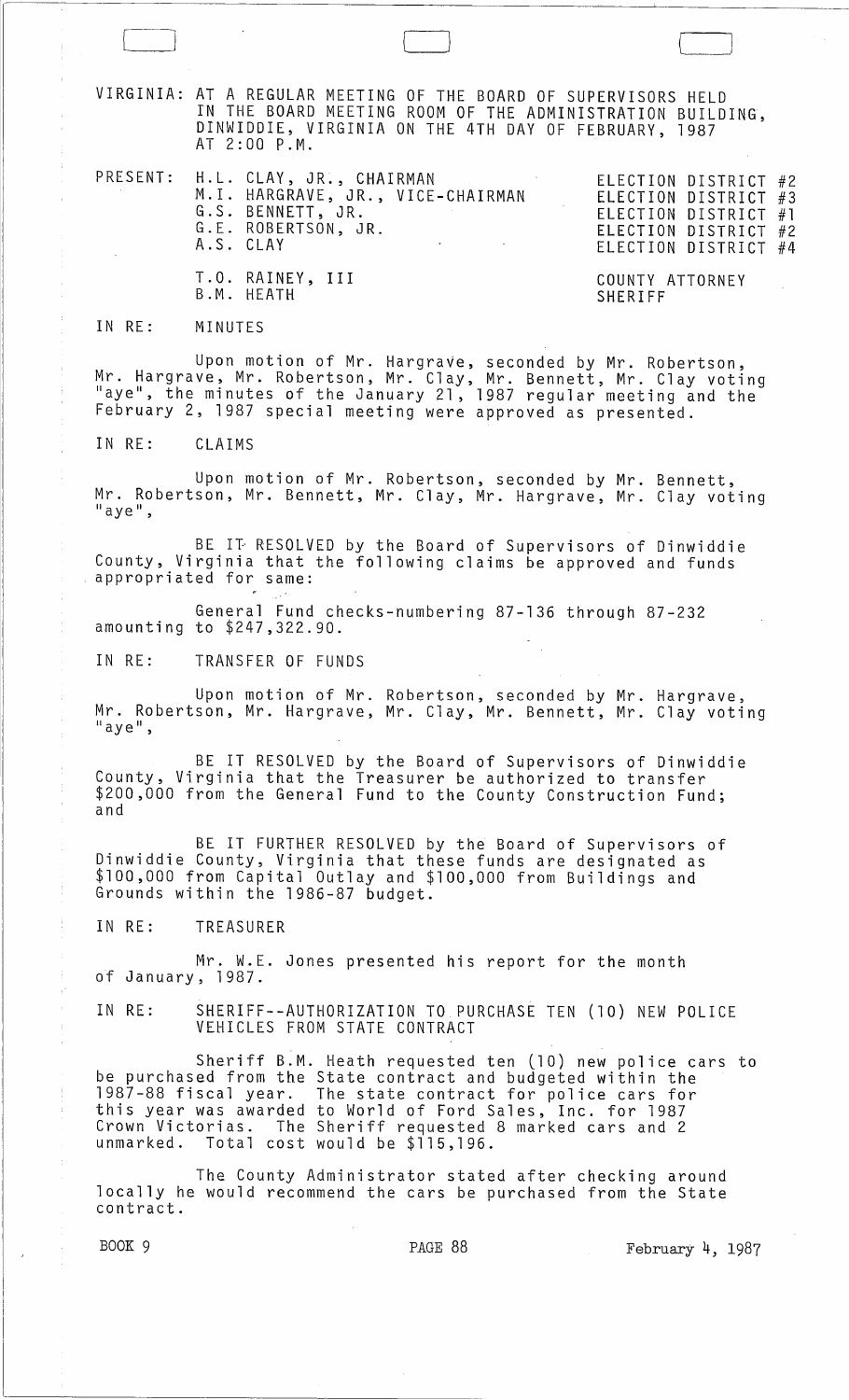VIRGINIA: AT A REGULAR MEETING OF THE BOARD OF SUPERVISORS HELD IN THE BOARD MEETING ROOM OF THE ADMINISTRATION BUILDING, DINWIDDIE, VIRGINIA ON THE 4TH DAY OF FEBRUARY, 1987 AT 2:00 P.M.

| PRESENT: | | |
|---|---|---|
| | H.L. CLAY, JR., CHAIRMAN | ELECTION DISTRICT #2 |
| | M.I. HARGRAVE, JR., VICE-CHAIRMAN | ELECTION DISTRICT #3 |
| | G.S. BENNETT, JR. | ELECTION DISTRICT #1 |
| | G.E. ROBERTSON, JR. | ELECTION DISTRICT #2 |
| | A.S. CLAY | ELECTION DISTRICT #4 |
| | T.O. RAINEY, III | COUNTY ATTORNEY |
| | B.M. HEATH | SHERIFF |

IN RE: MINUTES

Upon motion of Mr. Hargrave, seconded by Mr. Robertson, Mr. Hargrave, Mr. Robertson, Mr. Clay, Mr. Bennett, Mr. Clay voting "aye", the minutes of the January 21, 1987 regular meeting and the February 2, 1987 special meeting were approved as presented.

IN RE: CLAIMS

Upon motion of Mr. Robertson, seconded by Mr. Bennett, Mr. Robertson, Mr. Bennett, Mr. Clay, Mr. Hargrave, Mr. Clay voting "aye",

BE IT RESOLVED by the Board of Supervisors of Dinwiddie County, Virginia that the following claims be approved and funds appropriated for same:

General Fund checks-numbering 87-136 through 87-232 amounting to $247,322.90.

IN RE: TRANSFER OF FUNDS

Upon motion of Mr. Robertson, seconded by Mr. Hargrave, Mr. Robertson, Mr. Hargrave, Mr. Clay, Mr. Bennett, Mr. Clay voting "aye",

BE IT RESOLVED by the Board of Supervisors of Dinwiddie County, Virginia that the Treasurer be authorized to transfer $200,000 from the General Fund to the County Construction Fund; and

BE IT FURTHER RESOLVED by the Board of Supervisors of Dinwiddie County, Virginia that these funds are designated as $100,000 from Capital Outlay and $100,000 from Buildings and Grounds within the 1986-87 budget.

IN RE: TREASURER

Mr. W.E. Jones presented his report for the month of January, 1987.

IN RE: SHERIFF--AUTHORIZATION TO PURCHASE TEN (10) NEW POLICE VEHICLES FROM STATE CONTRACT

Sheriff B.M. Heath requested ten (10) new police cars to be purchased from the State contract and budgeted within the 1987-88 fiscal year. The state contract for police cars for this year was awarded to World of Ford Sales, Inc. for 1987 Crown Victorias. The Sheriff requested 8 marked cars and 2 unmarked. Total cost would be $115,196.

The County Administrator stated after checking around locally he would recommend the cars be purchased from the State contract.

BOOK 9 PAGE 88 February 4, 1987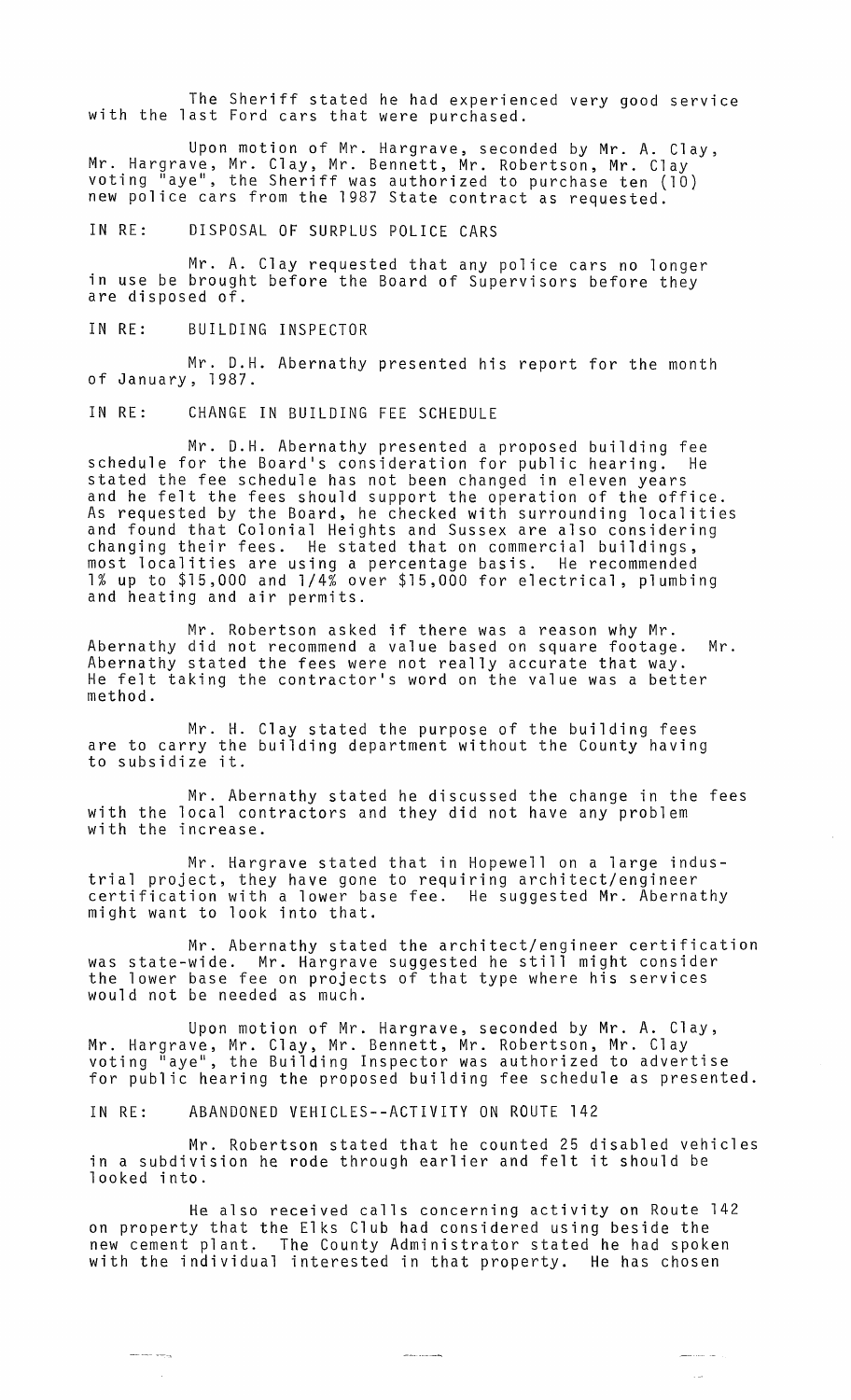The Sheriff stated he had experienced very good service with the last Ford cars that were purchased.

Upon motion of Mr. Hargrave, seconded by Mr. A. Clay, Mr. Hargrave, Mr. Clay, Mr. Bennett, Mr. Robertson, Mr. Clay voting "aye", the Sheriff was authorized to purchase ten (10) new police cars from the 1987 State contract as requested.

IN RE: DISPOSAL OF SURPLUS POLICE CARS

Mr. A. Clay requested that any police cars no longer in use be brought before the Board of Supervisors before they are disposed of.

IN RE: BUILDING INSPECTOR

Mr. D.H. Abernathy presented his report for the month of January, 1987.

IN RE: CHANGE IN BUILDING FEE SCHEDULE

Mr. D.H. Abernathy presented a proposed building fee schedule for the Board's consideration for public hearing. He stated the fee schedule has not been changed in eleven years and he felt the fees should support the operation of the office. As requested by the Board, he checked with surrounding localities and found that Colonial Heights and Sussex are also considering changing their fees. He stated that on commercial buildings, most localities are using a percentage basis. He recommended 1% up to $15,000 and 1/4% over $15,000 for electrical, plumbing and heating and air permits.

Mr. Robertson asked if there was a reason why Mr. Abernathy did not recommend a value based on square footage. Mr. Abernathy stated the fees were not really accurate that way. He felt taking the contractor's word on the value was a better method.

Mr. H. Clay stated the purpose of the building fees are to carry the building department without the County having to subsidize it.

Mr. Abernathy stated he discussed the change in the fees with the local contractors and they did not have any problem with the increase.

Mr. Hargrave stated that in Hopewell on a large industrial project, they have gone to requiring architect/engineer certification with a lower base fee. He suggested Mr. Abernathy might want to look into that.

Mr. Abernathy stated the architect/engineer certification was state-wide. Mr. Hargrave suggested he still might consider the lower base fee on projects of that type where his services would not be needed as much.

Upon motion of Mr. Hargrave, seconded by Mr. A. Clay, Mr. Hargrave, Mr. Clay, Mr. Bennett, Mr. Robertson, Mr. Clay voting "aye", the Building Inspector was authorized to advertise for public hearing the proposed building fee schedule as presented.

IN RE: ABANDONED VEHICLES--ACTIVITY ON ROUTE 142

Mr. Robertson stated that he counted 25 disabled vehicles in a subdivision he rode through earlier and felt it should be looked into.

He also received calls concerning activity on Route 142 on property that the Elks Club had considered using beside the new cement plant. The County Administrator stated he had spoken with the individual interested in that property. He has chosen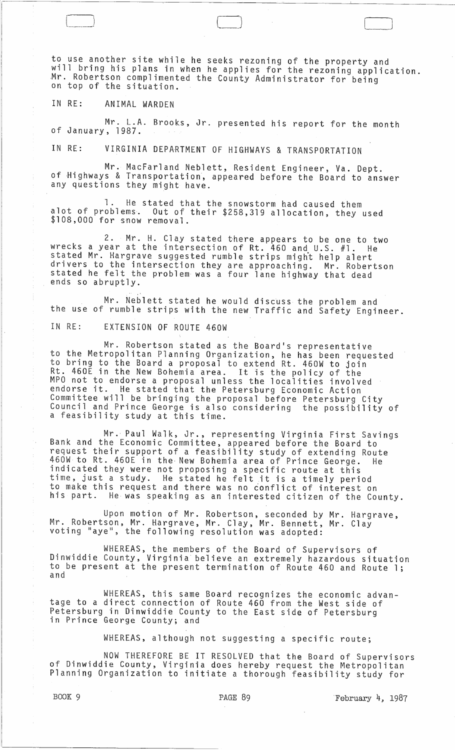to use another site while he seeks rezoning of the property and will bring his plans in when he applies for the rezoning application. Mr. Robertson complimented the County Administrator for being on top of the situation.

IN RE: ANIMAL WARDEN

Mr. L.A. Brooks, Jr. presented his report for the month of January, 1987.

IN RE: VIRGINIA DEPARTMENT OF HIGHWAYS & TRANSPORTATION

Mr. MacFarland Neblett, Resident Engineer, Va. Dept. of Highways & Transportation, appeared before the Board to answer any questions they might have.

1. He stated that the snowstorm had caused them alot of problems. Out of their $258,319 allocation, they used $108,000 for snow removal.

2. Mr. H. Clay stated there appears to be one to two wrecks a year at the intersection of Rt. 460 and U.S. #1. He stated Mr. Hargrave suggested rumble strips might help alert drivers to the intersection they are approaching. Mr. Robertson stated he felt the problem was a four lane highway that dead ends so abruptly.

Mr. Neblett stated he would discuss the problem and the use of rumble strips with the new Traffic and Safety Engineer.

IN RE: EXTENSION OF ROUTE 460W

Mr. Robertson stated as the Board's representative to the Metropolitan Planning Organization, he has been requested to bring to the Board a proposal to extend Rt. 460W to join Rt. 460E in the New Bohemia area. It is the policy of the MPO not to endorse a proposal unless the localities involved endorse it. He stated that the Petersburg Economic Action Committee will be bringing the proposal before Petersburg City Council and Prince George is also considering the possibility of a feasibility study at this time.

Mr. Paul Walk, Jr., representing Virginia First Savings Bank and the Economic Committee, appeared before the Board to request their support of a feasibility study of extending Route 460W to Rt. 460E in the New Bohemia area of Prince George. He indicated they were not proposing a specific route at this time, just a study. He stated he felt it is a timely period to make this request and there was no conflict of interest on his part. He was speaking as an interested citizen of the County.

Upon motion of Mr. Robertson, seconded by Mr. Hargrave, Mr. Robertson, Mr. Hargrave, Mr. Clay, Mr. Bennett, Mr. Clay voting "aye", the following resolution was adopted:

WHEREAS, the members of the Board of Supervisors of Dinwiddie County, Virginia believe an extremely hazardous situation to be present at the present termination of Route 460 and Route 1; and

WHEREAS, this same Board recognizes the economic advantage to a direct connection of Route 460 from the West side of Petersburg in Dinwiddie County to the East side of Petersburg in Prince George County; and

WHEREAS, although not suggesting a specific route;

NOW THEREFORE BE IT RESOLVED that the Board of Supervisors of Dinwiddie County, Virginia does hereby request the Metropolitan Planning Organization to initiate a thorough feasibility study for

BOOK 9 PAGE 89 February 4, 1987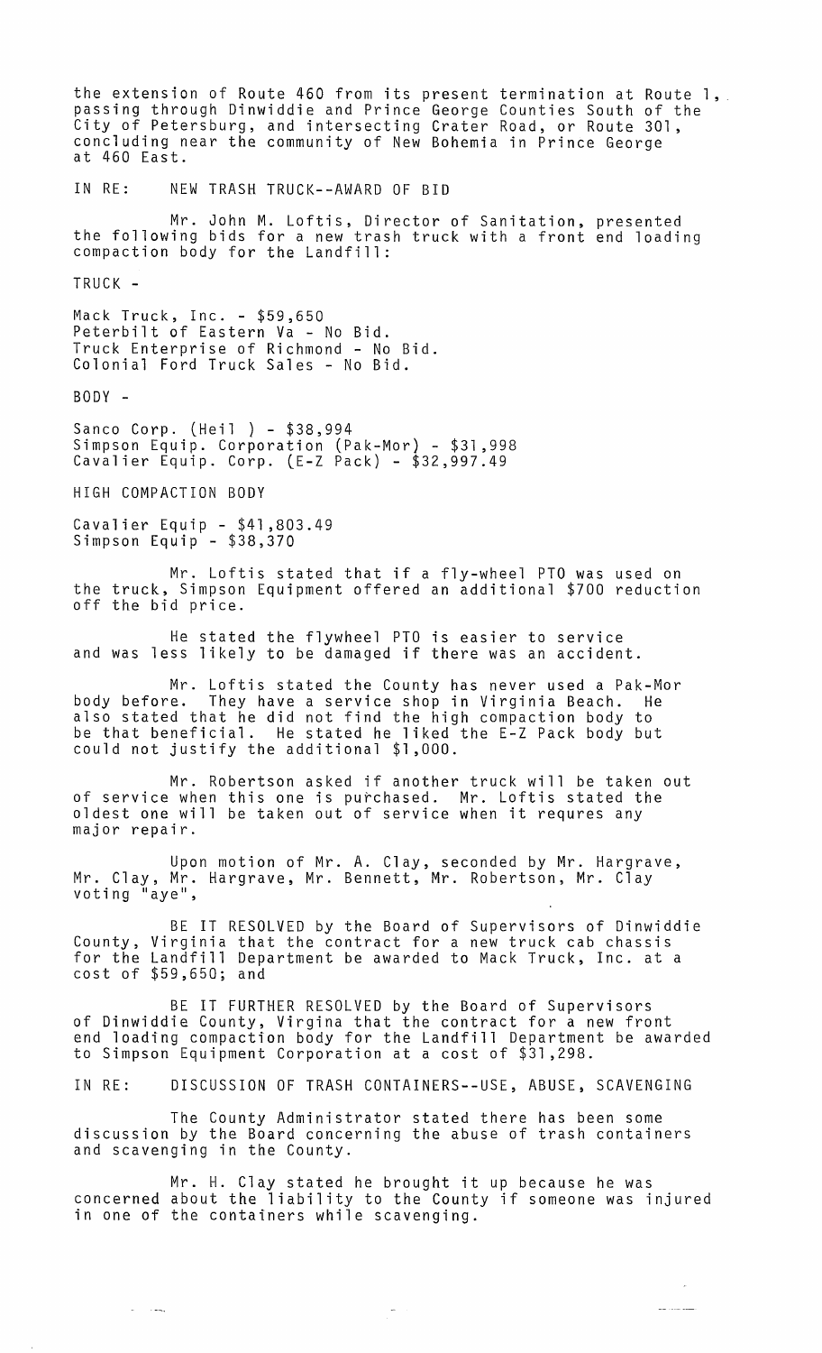the extension of Route 460 from its present termination at Route 1, passing through Dinwiddie and Prince George Counties South of the City of Petersburg, and intersecting Crater Road, or Route 301, concluding near the community of New Bohemia in Prince George at 460 East.

IN RE: NEW TRASH TRUCK--AWARD OF BID

Mr. John M. Loftis, Director of Sanitation, presented the following bids for a new trash truck with a front end loading compaction body for the Landfill:

TRUCK -

Mack Truck, Inc. - $59,650
Peterbilt of Eastern Va - No Bid.
Truck Enterprise of Richmond - No Bid.
Colonial Ford Truck Sales - No Bid.

BODY -

Sanco Corp. (Heil ) - $38,994
Simpson Equip. Corporation (Pak-Mor) - $31,998
Cavalier Equip. Corp. (E-Z Pack) - $32,997.49

HIGH COMPACTION BODY

Cavalier Equip - $41,803.49
Simpson Equip - $38,370

Mr. Loftis stated that if a fly-wheel PTO was used on the truck, Simpson Equipment offered an additional $700 reduction off the bid price.

He stated the flywheel PTO is easier to service and was less likely to be damaged if there was an accident.

Mr. Loftis stated the County has never used a Pak-Mor body before. They have a service shop in Virginia Beach. He also stated that he did not find the high compaction body to be that beneficial. He stated he liked the E-Z Pack body but could not justify the additional $1,000.

Mr. Robertson asked if another truck will be taken out of service when this one is purchased. Mr. Loftis stated the oldest one will be taken out of service when it requres any major repair.

Upon motion of Mr. A. Clay, seconded by Mr. Hargrave, Mr. Clay, Mr. Hargrave, Mr. Bennett, Mr. Robertson, Mr. Clay voting "aye",

BE IT RESOLVED by the Board of Supervisors of Dinwiddie County, Virginia that the contract for a new truck cab chassis for the Landfill Department be awarded to Mack Truck, Inc. at a cost of $59,650; and

BE IT FURTHER RESOLVED by the Board of Supervisors of Dinwiddie County, Virgina that the contract for a new front end loading compaction body for the Landfill Department be awarded to Simpson Equipment Corporation at a cost of $31,298.

IN RE: DISCUSSION OF TRASH CONTAINERS--USE, ABUSE, SCAVENGING

The County Administrator stated there has been some discussion by the Board concerning the abuse of trash containers and scavenging in the County.

Mr. H. Clay stated he brought it up because he was concerned about the liability to the County if someone was injured in one of the containers while scavenging.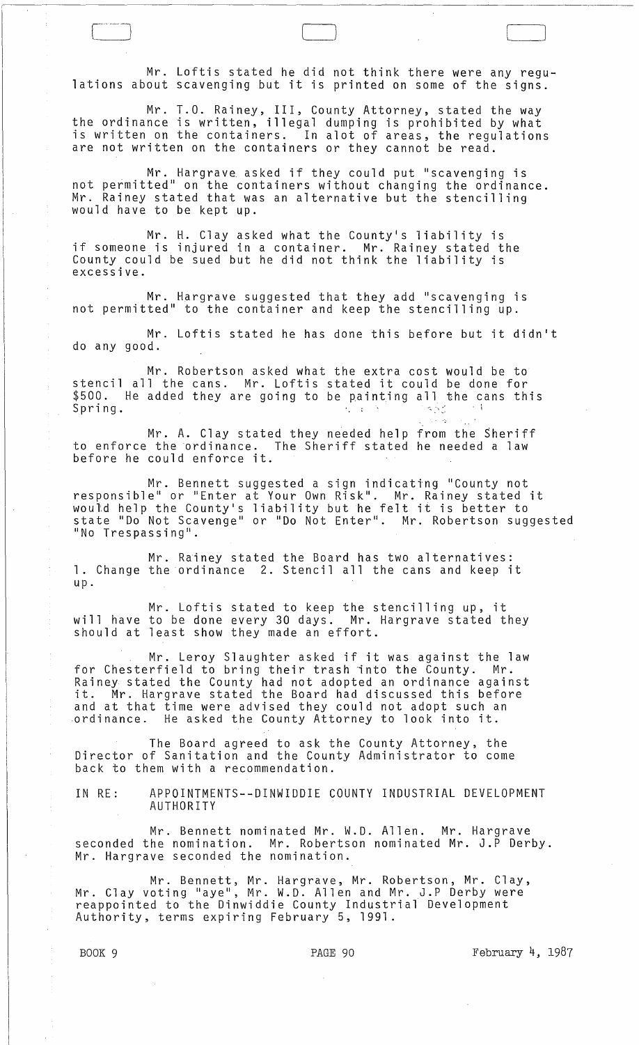Mr. Loftis stated he did not think there were any regulations about scavenging but it is printed on some of the signs.

Mr. T.O. Rainey, III, County Attorney, stated the way the ordinance is written, illegal dumping is prohibited by what is written on the containers. In alot of areas, the regulations are not written on the containers or they cannot be read.

Mr. Hargrave asked if they could put "scavenging is not permitted" on the containers without changing the ordinance. Mr. Rainey stated that was an alternative but the stencilling would have to be kept up.

Mr. H. Clay asked what the County's liability is if someone is injured in a container. Mr. Rainey stated the County could be sued but he did not think the liability is excessive.

Mr. Hargrave suggested that they add "scavenging is not permitted" to the container and keep the stencilling up.

Mr. Loftis stated he has done this before but it didn't do any good.

Mr. Robertson asked what the extra cost would be to stencil all the cans. Mr. Loftis stated it could be done for $500. He added they are going to be painting all the cans this Spring.

Mr. A. Clay stated they needed help from the Sheriff to enforce the ordinance. The Sheriff stated he needed a law before he could enforce it.

Mr. Bennett suggested a sign indicating "County not responsible" or "Enter at Your Own Risk". Mr. Rainey stated it would help the County's liability but he felt it is better to state "Do Not Scavenge" or "Do Not Enter". Mr. Robertson suggested "No Trespassing".

Mr. Rainey stated the Board has two alternatives: 1. Change the ordinance 2. Stencil all the cans and keep it up.

Mr. Loftis stated to keep the stencilling up, it will have to be done every 30 days. Mr. Hargrave stated they should at least show they made an effort.

Mr. Leroy Slaughter asked if it was against the law for Chesterfield to bring their trash into the County. Mr. Rainey stated the County had not adopted an ordinance against it. Mr. Hargrave stated the Board had discussed this before and at that time were advised they could not adopt such an ordinance. He asked the County Attorney to look into it.

The Board agreed to ask the County Attorney, the Director of Sanitation and the County Administrator to come back to them with a recommendation.

IN RE: APPOINTMENTS--DINWIDDIE COUNTY INDUSTRIAL DEVELOPMENT AUTHORITY

Mr. Bennett nominated Mr. W.D. Allen. Mr. Hargrave seconded the nomination. Mr. Robertson nominated Mr. J.P Derby. Mr. Hargrave seconded the nomination.

Mr. Bennett, Mr. Hargrave, Mr. Robertson, Mr. Clay, Mr. Clay voting "aye", Mr. W.D. Allen and Mr. J.P Derby were reappointed to the Dinwiddie County Industrial Development Authority, terms expiring February 5, 1991.

BOOK 9 PAGE 90 February 4, 1987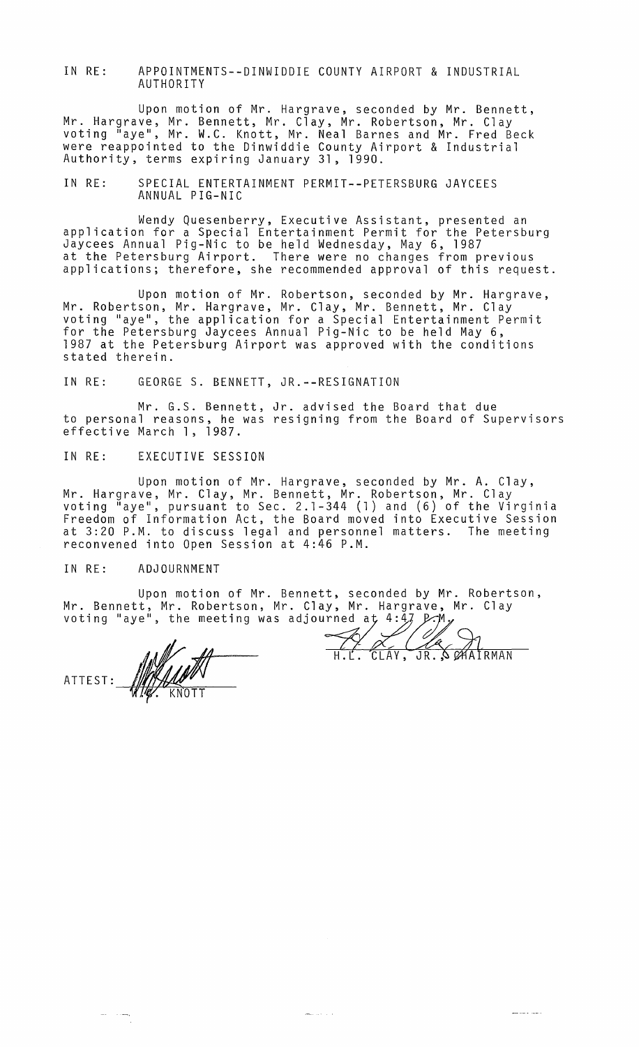IN RE: APPOINTMENTS--DINWIDDIE COUNTY AIRPORT & INDUSTRIAL AUTHORITY

Upon motion of Mr. Hargrave, seconded by Mr. Bennett, Mr. Hargrave, Mr. Bennett, Mr. Clay, Mr. Robertson, Mr. Clay voting "aye", Mr. W.C. Knott, Mr. Neal Barnes and Mr. Fred Beck were reappointed to the Dinwiddie County Airport & Industrial Authority, terms expiring January 31, 1990.

IN RE: SPECIAL ENTERTAINMENT PERMIT--PETERSBURG JAYCEES ANNUAL PIG-NIC

Wendy Quesenberry, Executive Assistant, presented an application for a Special Entertainment Permit for the Petersburg Jaycees Annual Pig-Nic to be held Wednesday, May 6, 1987 at the Petersburg Airport. There were no changes from previous applications; therefore, she recommended approval of this request.

Upon motion of Mr. Robertson, seconded by Mr. Hargrave, Mr. Robertson, Mr. Hargrave, Mr. Clay, Mr. Bennett, Mr. Clay voting "aye", the application for a Special Entertainment Permit for the Petersburg Jaycees Annual Pig-Nic to be held May 6, 1987 at the Petersburg Airport was approved with the conditions stated therein.

IN RE: GEORGE S. BENNETT, JR.--RESIGNATION

Mr. G.S. Bennett, Jr. advised the Board that due to personal reasons, he was resigning from the Board of Supervisors effective March 1, 1987.

IN RE: EXECUTIVE SESSION

Upon motion of Mr. Hargrave, seconded by Mr. A. Clay, Mr. Hargrave, Mr. Clay, Mr. Bennett, Mr. Robertson, Mr. Clay voting "aye", pursuant to Sec. 2.1-344 (1) and (6) of the Virginia Freedom of Information Act, the Board moved into Executive Session at 3:20 P.M. to discuss legal and personnel matters. The meeting reconvened into Open Session at 4:46 P.M.

IN RE: ADJOURNMENT

Upon motion of Mr. Bennett, seconded by Mr. Robertson, Mr. Bennett, Mr. Robertson, Mr. Clay, Mr. Hargrave, Mr. Clay voting "aye", the meeting was adjourned at 4:47 P.M.

H.L. CLAY, JR., CHAIRMAN

ATTEST: W.C. KNOTT